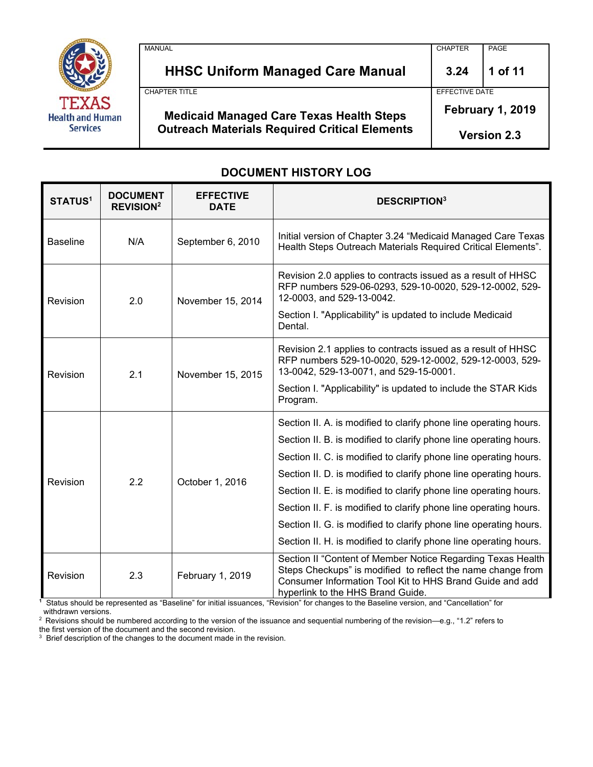| MANUAL | CHAPTER | PAGE |
|---|---|---|
| **HHSC Uniform Managed Care Manual** | **3.24** | **1 of 11** |
| CHAPTER TITLE | EFFECTIVE DATE | |
| **Medicaid Managed Care Texas Health Steps Outreach Materials Required Critical Elements** | **February 1, 2019** **Version 2.3** | |

## DOCUMENT HISTORY LOG

| STATUS[1] | DOCUMENT REVISION[2] | EFFECTIVE DATE | DESCRIPTION[3] |
|---|---|---|---|
| Baseline | N/A | September 6, 2010 | Initial version of Chapter 3.24 "Medicaid Managed Care Texas Health Steps Outreach Materials Required Critical Elements". |
| Revision | 2.0 | November 15, 2014 | Revision 2.0 applies to contracts issued as a result of HHSC RFP numbers 529-06-0293, 529-10-0020, 529-12-0002, 529-12-0003, and 529-13-0042.<br>Section I. "Applicability" is updated to include Medicaid Dental. |
| Revision | 2.1 | November 15, 2015 | Revision 2.1 applies to contracts issued as a result of HHSC RFP numbers 529-10-0020, 529-12-0002, 529-12-0003, 529-13-0042, 529-13-0071, and 529-15-0001.<br>Section I. "Applicability" is updated to include the STAR Kids Program. |
| Revision | 2.2 | October 1, 2016 | Section II. A. is modified to clarify phone line operating hours.<br>Section II. B. is modified to clarify phone line operating hours.<br>Section II. C. is modified to clarify phone line operating hours.<br>Section II. D. is modified to clarify phone line operating hours.<br>Section II. E. is modified to clarify phone line operating hours.<br>Section II. F. is modified to clarify phone line operating hours.<br>Section II. G. is modified to clarify phone line operating hours.<br>Section II. H. is modified to clarify phone line operating hours. |
| Revision | 2.3 | February 1, 2019 | Section II "Content of Member Notice Regarding Texas Health Steps Checkups" is modified to reflect the name change from Consumer Information Tool Kit to HHS Brand Guide and add hyperlink to the HHS Brand Guide. |

[1] Status should be represented as "Baseline" for initial issuances, "Revision" for changes to the Baseline version, and "Cancellation" for withdrawn versions.

[2] Revisions should be numbered according to the version of the issuance and sequential numbering of the revision—e.g., "1.2" refers to the first version of the document and the second revision.

[3] Brief description of the changes to the document made in the revision.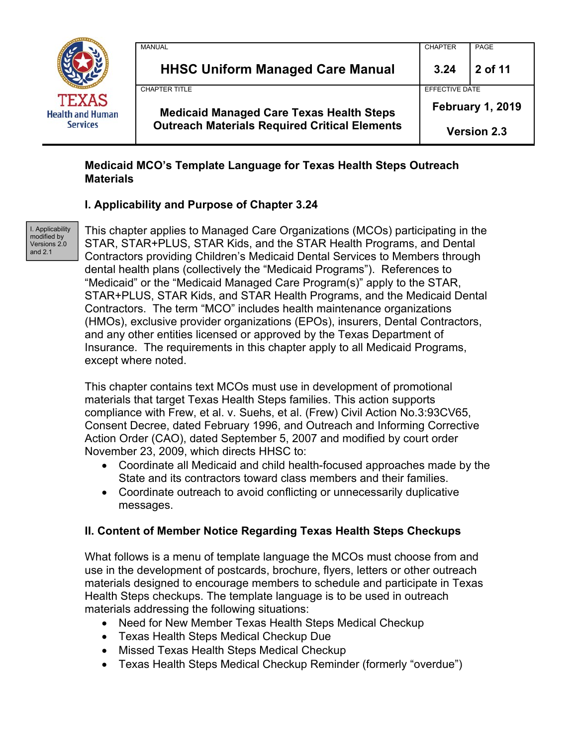**Medicaid MCO's Template Language for Texas Health Steps Outreach Materials**

## I. Applicability and Purpose of Chapter 3.24

I. Applicability modified by Versions 2.0 and 2.1

This chapter applies to Managed Care Organizations (MCOs) participating in the STAR, STAR+PLUS, STAR Kids, and the STAR Health Programs, and Dental Contractors providing Children's Medicaid Dental Services to Members through dental health plans (collectively the "Medicaid Programs"). References to "Medicaid" or the "Medicaid Managed Care Program(s)" apply to the STAR, STAR+PLUS, STAR Kids, and STAR Health Programs, and the Medicaid Dental Contractors. The term "MCO" includes health maintenance organizations (HMOs), exclusive provider organizations (EPOs), insurers, Dental Contractors, and any other entities licensed or approved by the Texas Department of Insurance. The requirements in this chapter apply to all Medicaid Programs, except where noted.

This chapter contains text MCOs must use in development of promotional materials that target Texas Health Steps families. This action supports compliance with Frew, et al. v. Suehs, et al. (Frew) Civil Action No.3:93CV65, Consent Decree, dated February 1996, and Outreach and Informing Corrective Action Order (CAO), dated September 5, 2007 and modified by court order November 23, 2009, which directs HHSC to:

- Coordinate all Medicaid and child health-focused approaches made by the State and its contractors toward class members and their families.
- Coordinate outreach to avoid conflicting or unnecessarily duplicative messages.

## II. Content of Member Notice Regarding Texas Health Steps Checkups

What follows is a menu of template language the MCOs must choose from and use in the development of postcards, brochure, flyers, letters or other outreach materials designed to encourage members to schedule and participate in Texas Health Steps checkups. The template language is to be used in outreach materials addressing the following situations:

- Need for New Member Texas Health Steps Medical Checkup
- Texas Health Steps Medical Checkup Due
- Missed Texas Health Steps Medical Checkup
- Texas Health Steps Medical Checkup Reminder (formerly "overdue")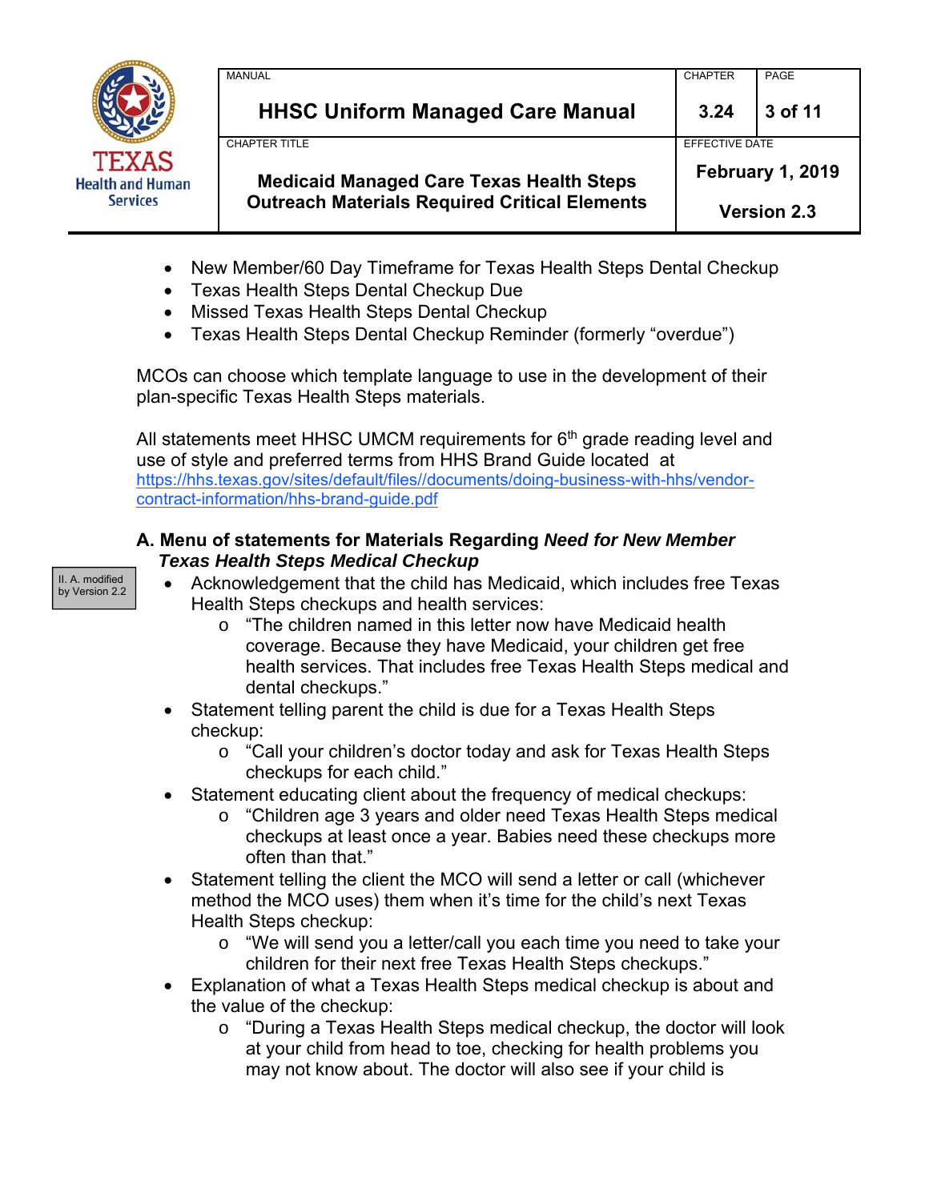- New Member/60 Day Timeframe for Texas Health Steps Dental Checkup
- Texas Health Steps Dental Checkup Due
- Missed Texas Health Steps Dental Checkup
- Texas Health Steps Dental Checkup Reminder (formerly "overdue")

MCOs can choose which template language to use in the development of their plan-specific Texas Health Steps materials.

All statements meet HHSC UMCM requirements for 6th grade reading level and use of style and preferred terms from HHS Brand Guide located at https://hhs.texas.gov/sites/default/files//documents/doing-business-with-hhs/vendor-contract-information/hhs-brand-guide.pdf

### A. Menu of statements for Materials Regarding *Need for New Member Texas Health Steps Medical Checkup*

II. A. modified by Version 2.2

- Acknowledgement that the child has Medicaid, which includes free Texas Health Steps checkups and health services:
  - "The children named in this letter now have Medicaid health coverage. Because they have Medicaid, your children get free health services. That includes free Texas Health Steps medical and dental checkups."
- Statement telling parent the child is due for a Texas Health Steps checkup:
  - "Call your children's doctor today and ask for Texas Health Steps checkups for each child."
- Statement educating client about the frequency of medical checkups:
  - "Children age 3 years and older need Texas Health Steps medical checkups at least once a year. Babies need these checkups more often than that."
- Statement telling the client the MCO will send a letter or call (whichever method the MCO uses) them when it's time for the child's next Texas Health Steps checkup:
  - "We will send you a letter/call you each time you need to take your children for their next free Texas Health Steps checkups."
- Explanation of what a Texas Health Steps medical checkup is about and the value of the checkup:
  - "During a Texas Health Steps medical checkup, the doctor will look at your child from head to toe, checking for health problems you may not know about. The doctor will also see if your child is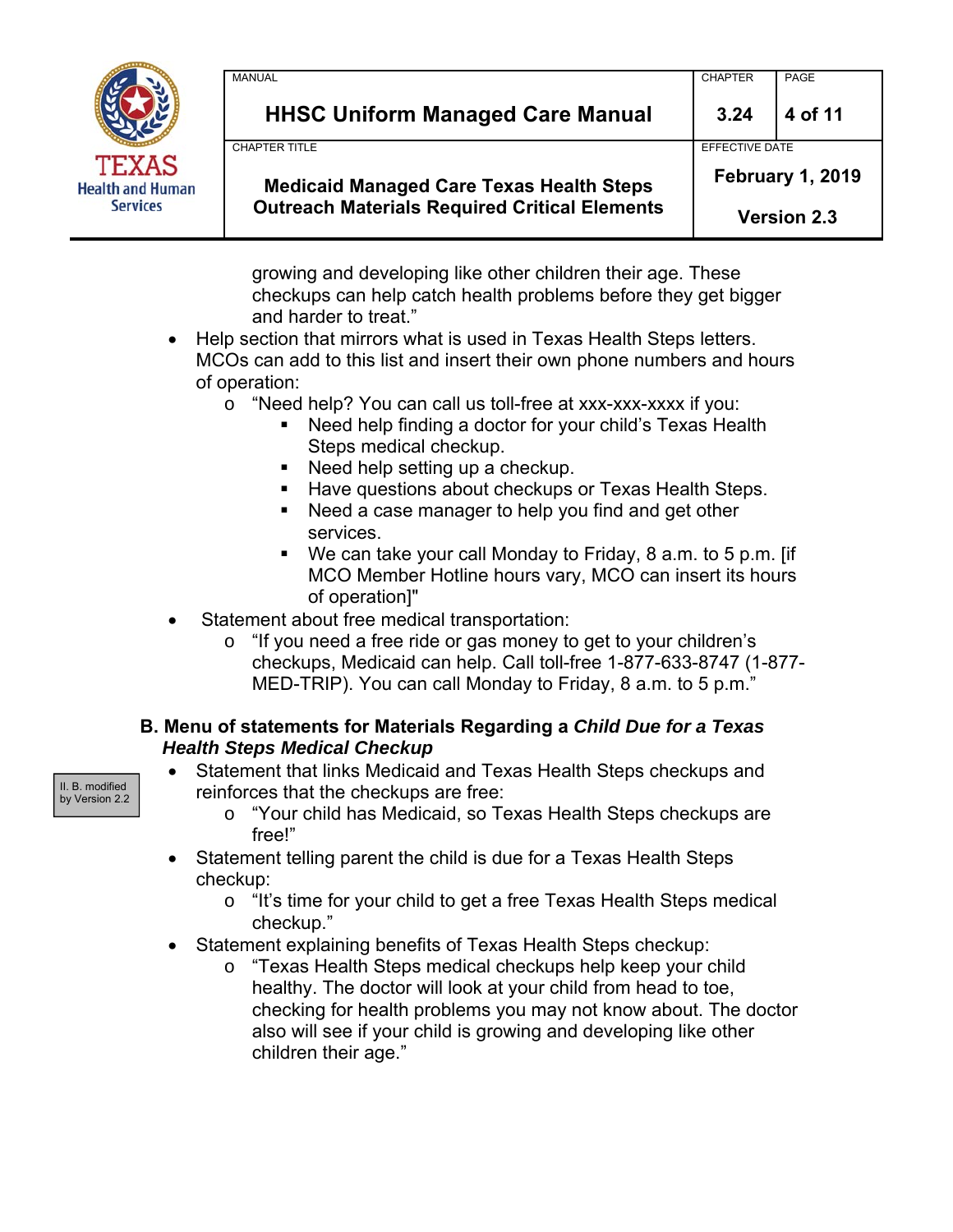growing and developing like other children their age. These checkups can help catch health problems before they get bigger and harder to treat."

- Help section that mirrors what is used in Texas Health Steps letters. MCOs can add to this list and insert their own phone numbers and hours of operation:
  - "Need help? You can call us toll-free at xxx-xxx-xxxx if you:
    - Need help finding a doctor for your child's Texas Health Steps medical checkup.
    - Need help setting up a checkup.
    - Have questions about checkups or Texas Health Steps.
    - Need a case manager to help you find and get other services.
    - We can take your call Monday to Friday, 8 a.m. to 5 p.m. [if MCO Member Hotline hours vary, MCO can insert its hours of operation]"
- Statement about free medical transportation:
  - "If you need a free ride or gas money to get to your children's checkups, Medicaid can help. Call toll-free 1-877-633-8747 (1-877-MED-TRIP). You can call Monday to Friday, 8 a.m. to 5 p.m."

### B. Menu of statements for Materials Regarding a *Child Due for a Texas Health Steps Medical Checkup*

II. B. modified by Version 2.2

- Statement that links Medicaid and Texas Health Steps checkups and reinforces that the checkups are free:
  - "Your child has Medicaid, so Texas Health Steps checkups are free!"
- Statement telling parent the child is due for a Texas Health Steps checkup:
  - "It's time for your child to get a free Texas Health Steps medical checkup."
- Statement explaining benefits of Texas Health Steps checkup:
  - "Texas Health Steps medical checkups help keep your child healthy. The doctor will look at your child from head to toe, checking for health problems you may not know about. The doctor also will see if your child is growing and developing like other children their age."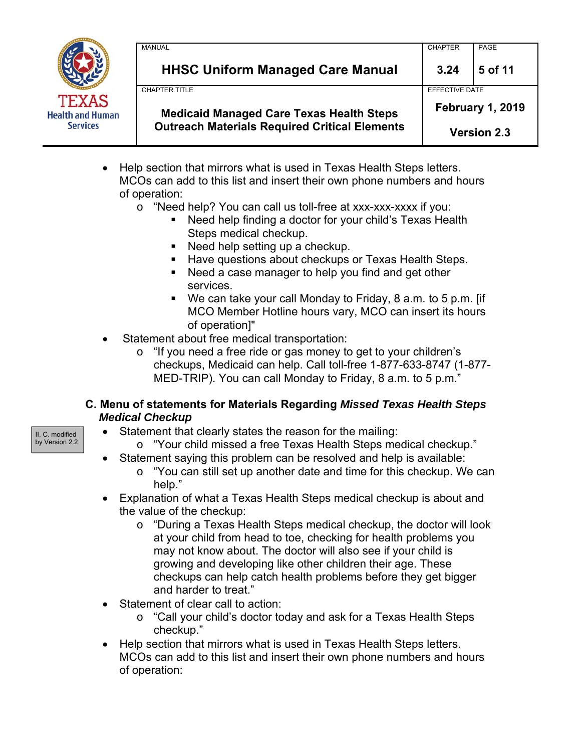- Help section that mirrors what is used in Texas Health Steps letters. MCOs can add to this list and insert their own phone numbers and hours of operation:
  - "Need help? You can call us toll-free at xxx-xxx-xxxx if you:
    - Need help finding a doctor for your child's Texas Health Steps medical checkup.
    - Need help setting up a checkup.
    - Have questions about checkups or Texas Health Steps.
    - Need a case manager to help you find and get other services.
    - We can take your call Monday to Friday, 8 a.m. to 5 p.m. [if MCO Member Hotline hours vary, MCO can insert its hours of operation]"
- Statement about free medical transportation:
  - "If you need a free ride or gas money to get to your children's checkups, Medicaid can help. Call toll-free 1-877-633-8747 (1-877-MED-TRIP). You can call Monday to Friday, 8 a.m. to 5 p.m."

### C. Menu of statements for Materials Regarding *Missed Texas Health Steps Medical Checkup*

II. C. modified by Version 2.2

- Statement that clearly states the reason for the mailing:
  - "Your child missed a free Texas Health Steps medical checkup."
- Statement saying this problem can be resolved and help is available:
  - "You can still set up another date and time for this checkup. We can help."
- Explanation of what a Texas Health Steps medical checkup is about and the value of the checkup:
  - "During a Texas Health Steps medical checkup, the doctor will look at your child from head to toe, checking for health problems you may not know about. The doctor will also see if your child is growing and developing like other children their age. These checkups can help catch health problems before they get bigger and harder to treat."
- Statement of clear call to action:
  - "Call your child's doctor today and ask for a Texas Health Steps checkup."
- Help section that mirrors what is used in Texas Health Steps letters. MCOs can add to this list and insert their own phone numbers and hours of operation: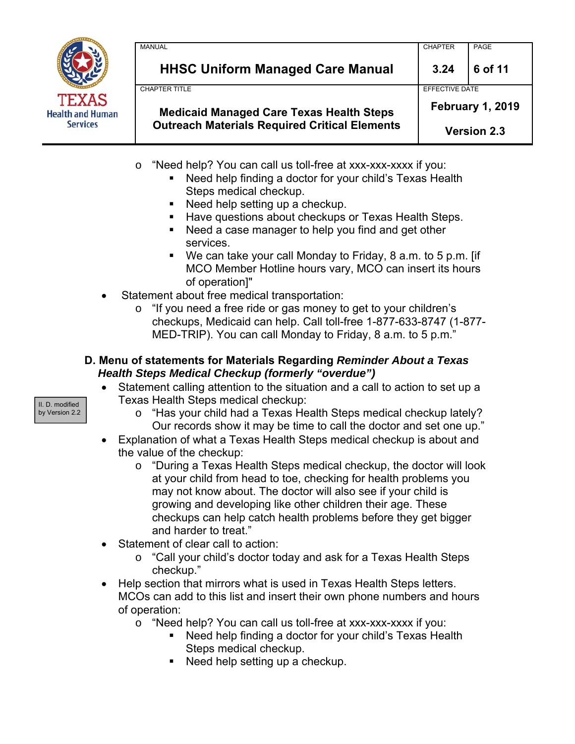- "Need help? You can call us toll-free at xxx-xxx-xxxx if you:
  - Need help finding a doctor for your child's Texas Health Steps medical checkup.
  - Need help setting up a checkup.
  - Have questions about checkups or Texas Health Steps.
  - Need a case manager to help you find and get other services.
  - We can take your call Monday to Friday, 8 a.m. to 5 p.m. [if MCO Member Hotline hours vary, MCO can insert its hours of operation]"

- Statement about free medical transportation:
  - "If you need a free ride or gas money to get to your children's checkups, Medicaid can help. Call toll-free 1-877-633-8747 (1-877-MED-TRIP). You can call Monday to Friday, 8 a.m. to 5 p.m."

### D. Menu of statements for Materials Regarding *Reminder About a Texas Health Steps Medical Checkup (formerly "overdue")*

II. D. modified by Version 2.2

- Statement calling attention to the situation and a call to action to set up a Texas Health Steps medical checkup:
  - "Has your child had a Texas Health Steps medical checkup lately? Our records show it may be time to call the doctor and set one up."
- Explanation of what a Texas Health Steps medical checkup is about and the value of the checkup:
  - "During a Texas Health Steps medical checkup, the doctor will look at your child from head to toe, checking for health problems you may not know about. The doctor will also see if your child is growing and developing like other children their age. These checkups can help catch health problems before they get bigger and harder to treat."
- Statement of clear call to action:
  - "Call your child's doctor today and ask for a Texas Health Steps checkup."
- Help section that mirrors what is used in Texas Health Steps letters. MCOs can add to this list and insert their own phone numbers and hours of operation:
  - "Need help? You can call us toll-free at xxx-xxx-xxxx if you:
    - Need help finding a doctor for your child's Texas Health Steps medical checkup.
    - Need help setting up a checkup.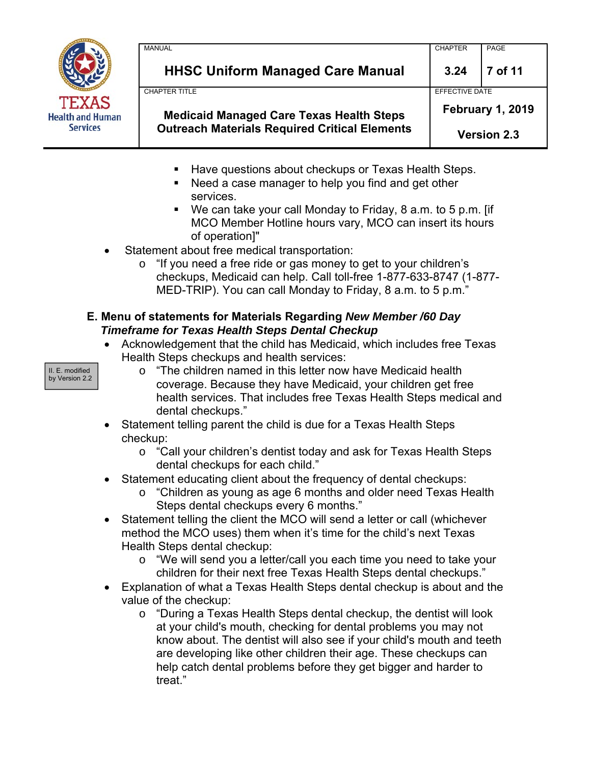- Have questions about checkups or Texas Health Steps.
    - Need a case manager to help you find and get other services.
    - We can take your call Monday to Friday, 8 a.m. to 5 p.m. [if MCO Member Hotline hours vary, MCO can insert its hours of operation]"
- Statement about free medical transportation:
    - "If you need a free ride or gas money to get to your children's checkups, Medicaid can help. Call toll-free 1-877-633-8747 (1-877-MED-TRIP). You can call Monday to Friday, 8 a.m. to 5 p.m."

### E. Menu of statements for Materials Regarding *New Member /60 Day Timeframe for Texas Health Steps Dental Checkup*

II. E. modified by Version 2.2

- Acknowledgement that the child has Medicaid, which includes free Texas Health Steps checkups and health services:
    - "The children named in this letter now have Medicaid health coverage. Because they have Medicaid, your children get free health services. That includes free Texas Health Steps medical and dental checkups."
- Statement telling parent the child is due for a Texas Health Steps checkup:
    - "Call your children's dentist today and ask for Texas Health Steps dental checkups for each child."
- Statement educating client about the frequency of dental checkups:
    - "Children as young as age 6 months and older need Texas Health Steps dental checkups every 6 months."
- Statement telling the client the MCO will send a letter or call (whichever method the MCO uses) them when it's time for the child's next Texas Health Steps dental checkup:
    - "We will send you a letter/call you each time you need to take your children for their next free Texas Health Steps dental checkups."
- Explanation of what a Texas Health Steps dental checkup is about and the value of the checkup:
    - "During a Texas Health Steps dental checkup, the dentist will look at your child's mouth, checking for dental problems you may not know about. The dentist will also see if your child's mouth and teeth are developing like other children their age. These checkups can help catch dental problems before they get bigger and harder to treat."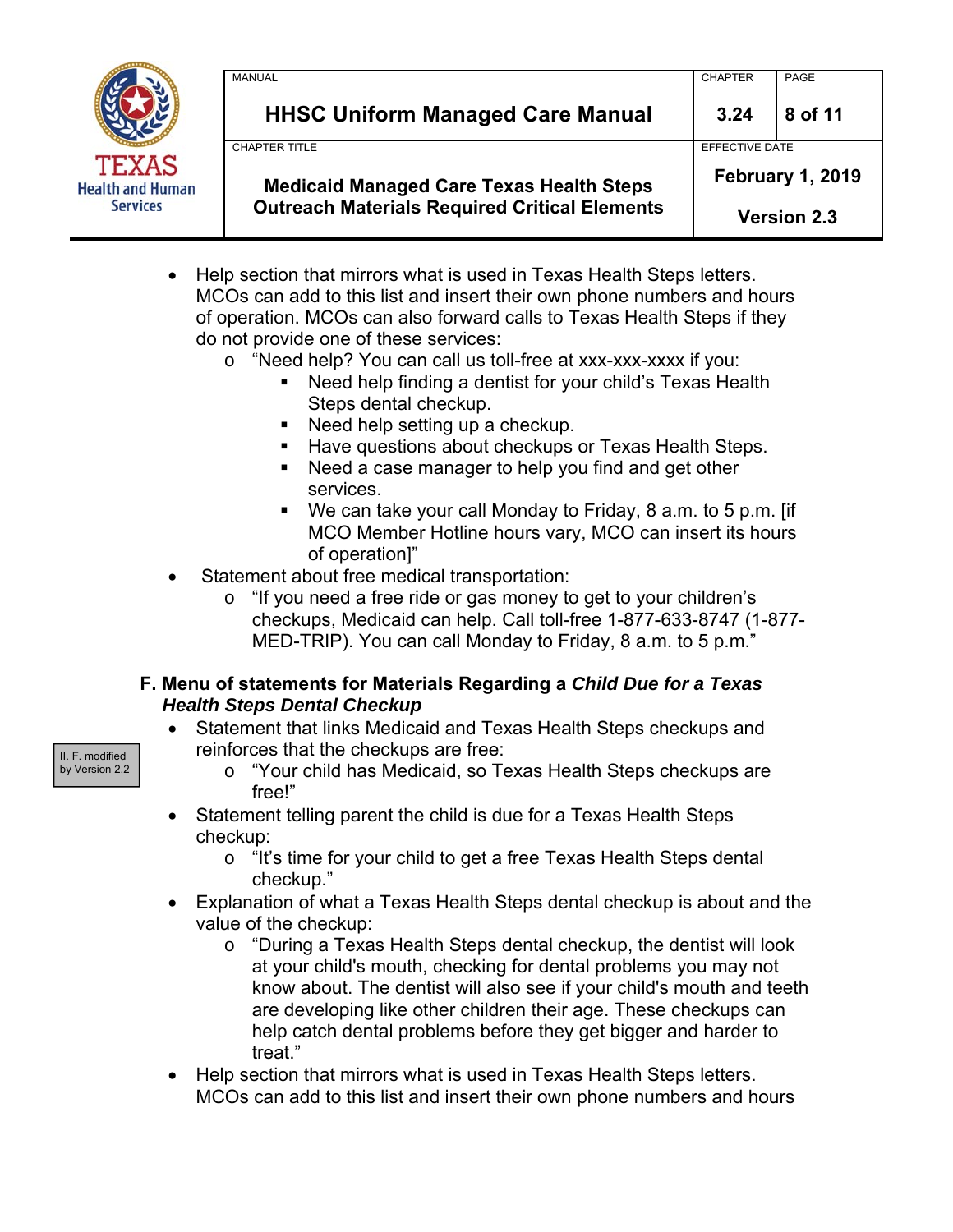- Help section that mirrors what is used in Texas Health Steps letters. MCOs can add to this list and insert their own phone numbers and hours of operation. MCOs can also forward calls to Texas Health Steps if they do not provide one of these services:
    - "Need help? You can call us toll-free at xxx-xxx-xxxx if you:
        - Need help finding a dentist for your child's Texas Health Steps dental checkup.
        - Need help setting up a checkup.
        - Have questions about checkups or Texas Health Steps.
        - Need a case manager to help you find and get other services.
        - We can take your call Monday to Friday, 8 a.m. to 5 p.m. [if MCO Member Hotline hours vary, MCO can insert its hours of operation]"
- Statement about free medical transportation:
    - "If you need a free ride or gas money to get to your children's checkups, Medicaid can help. Call toll-free 1-877-633-8747 (1-877-MED-TRIP). You can call Monday to Friday, 8 a.m. to 5 p.m."

### F. Menu of statements for Materials Regarding a *Child Due for a Texas Health Steps Dental Checkup*

II. F. modified by Version 2.2

- Statement that links Medicaid and Texas Health Steps checkups and reinforces that the checkups are free:
    - "Your child has Medicaid, so Texas Health Steps checkups are free!"
- Statement telling parent the child is due for a Texas Health Steps checkup:
    - "It's time for your child to get a free Texas Health Steps dental checkup."
- Explanation of what a Texas Health Steps dental checkup is about and the value of the checkup:
    - "During a Texas Health Steps dental checkup, the dentist will look at your child's mouth, checking for dental problems you may not know about. The dentist will also see if your child's mouth and teeth are developing like other children their age. These checkups can help catch dental problems before they get bigger and harder to treat."
- Help section that mirrors what is used in Texas Health Steps letters. MCOs can add to this list and insert their own phone numbers and hours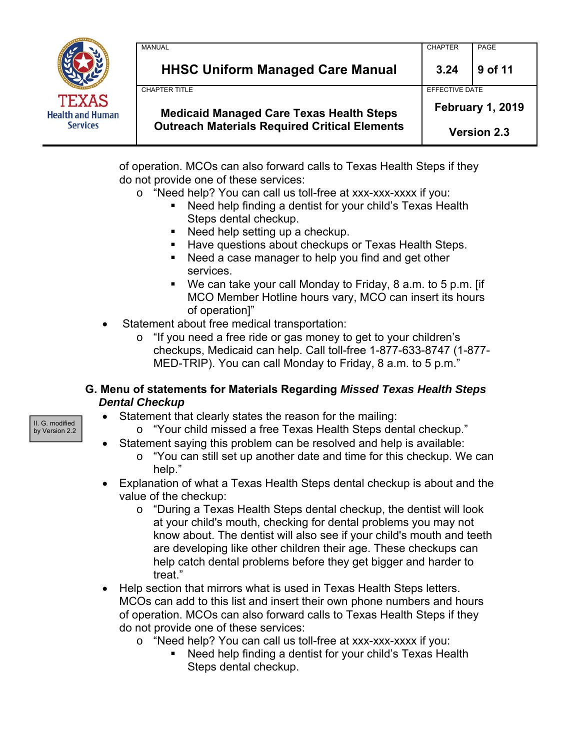of operation. MCOs can also forward calls to Texas Health Steps if they do not provide one of these services:

- "Need help? You can call us toll-free at xxx-xxx-xxxx if you:
  - Need help finding a dentist for your child's Texas Health Steps dental checkup.
  - Need help setting up a checkup.
  - Have questions about checkups or Texas Health Steps.
  - Need a case manager to help you find and get other services.
  - We can take your call Monday to Friday, 8 a.m. to 5 p.m. [if MCO Member Hotline hours vary, MCO can insert its hours of operation]"

- Statement about free medical transportation:
  - "If you need a free ride or gas money to get to your children's checkups, Medicaid can help. Call toll-free 1-877-633-8747 (1-877-MED-TRIP). You can call Monday to Friday, 8 a.m. to 5 p.m."

### G. Menu of statements for Materials Regarding *Missed Texas Health Steps Dental Checkup*

II. G. modified by Version 2.2

- Statement that clearly states the reason for the mailing:
  - "Your child missed a free Texas Health Steps dental checkup."
- Statement saying this problem can be resolved and help is available:
  - "You can still set up another date and time for this checkup. We can help."
- Explanation of what a Texas Health Steps dental checkup is about and the value of the checkup:
  - "During a Texas Health Steps dental checkup, the dentist will look at your child's mouth, checking for dental problems you may not know about. The dentist will also see if your child's mouth and teeth are developing like other children their age. These checkups can help catch dental problems before they get bigger and harder to treat."
- Help section that mirrors what is used in Texas Health Steps letters. MCOs can add to this list and insert their own phone numbers and hours of operation. MCOs can also forward calls to Texas Health Steps if they do not provide one of these services:
  - "Need help? You can call us toll-free at xxx-xxx-xxxx if you:
    - Need help finding a dentist for your child's Texas Health Steps dental checkup.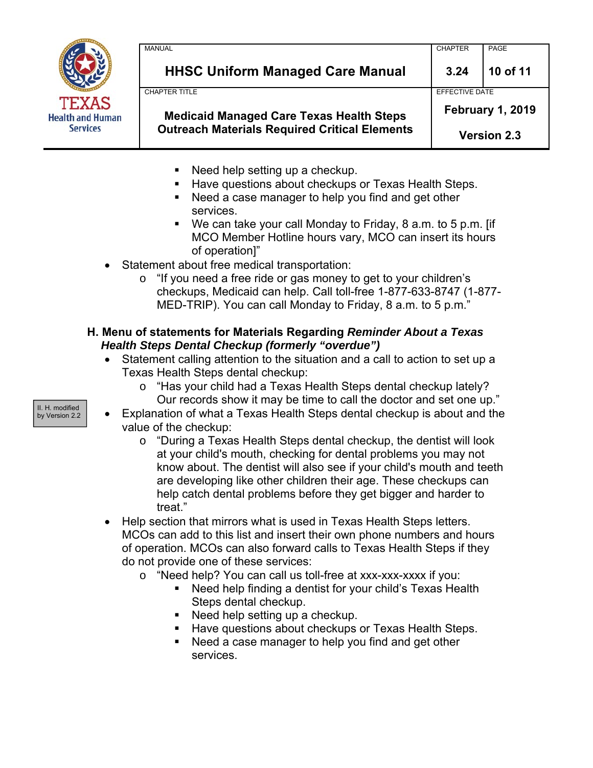- Need help setting up a checkup.
        - Have questions about checkups or Texas Health Steps.
        - Need a case manager to help you find and get other services.
        - We can take your call Monday to Friday, 8 a.m. to 5 p.m. [if MCO Member Hotline hours vary, MCO can insert its hours of operation]"
- Statement about free medical transportation:
    - "If you need a free ride or gas money to get to your children's checkups, Medicaid can help. Call toll-free 1-877-633-8747 (1-877-MED-TRIP). You can call Monday to Friday, 8 a.m. to 5 p.m."

### H. Menu of statements for Materials Regarding *Reminder About a Texas Health Steps Dental Checkup (formerly "overdue")*

II. H. modified by Version 2.2

- Statement calling attention to the situation and a call to action to set up a Texas Health Steps dental checkup:
    - "Has your child had a Texas Health Steps dental checkup lately? Our records show it may be time to call the doctor and set one up."
- Explanation of what a Texas Health Steps dental checkup is about and the value of the checkup:
    - "During a Texas Health Steps dental checkup, the dentist will look at your child's mouth, checking for dental problems you may not know about. The dentist will also see if your child's mouth and teeth are developing like other children their age. These checkups can help catch dental problems before they get bigger and harder to treat."
- Help section that mirrors what is used in Texas Health Steps letters. MCOs can add to this list and insert their own phone numbers and hours of operation. MCOs can also forward calls to Texas Health Steps if they do not provide one of these services:
    - "Need help? You can call us toll-free at xxx-xxx-xxxx if you:
        - Need help finding a dentist for your child's Texas Health Steps dental checkup.
        - Need help setting up a checkup.
        - Have questions about checkups or Texas Health Steps.
        - Need a case manager to help you find and get other services.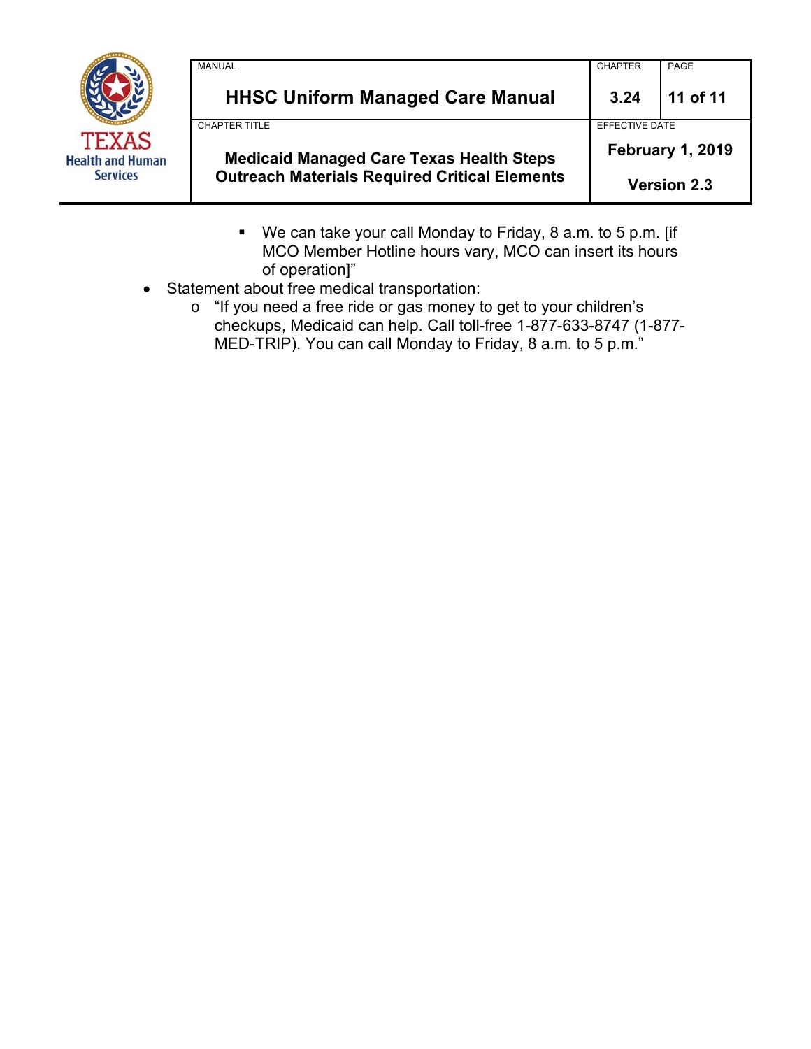- We can take your call Monday to Friday, 8 a.m. to 5 p.m. [if MCO Member Hotline hours vary, MCO can insert its hours of operation]"
- Statement about free medical transportation:
  - "If you need a free ride or gas money to get to your children's checkups, Medicaid can help. Call toll-free 1-877-633-8747 (1-877-MED-TRIP). You can call Monday to Friday, 8 a.m. to 5 p.m."